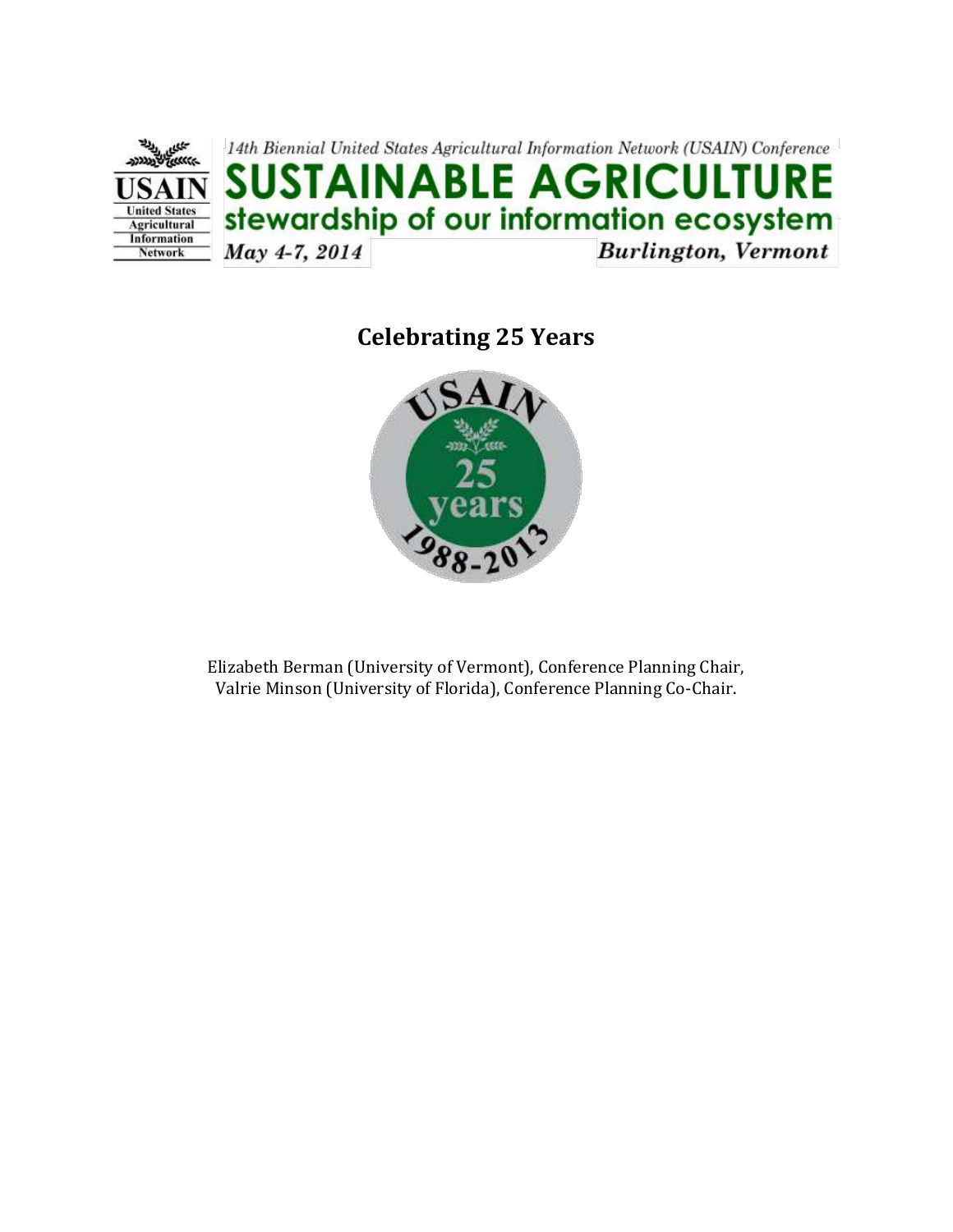14th Biennial United States Agricultural Information Network (USAIN) Conference

# SUSTAINABLE AGRICULTURE

## stewardship of our information ecosystem

*May 4-7, 2014* **Burlington, Vermont**

## Celebrating 25 Years

USAIN 25 years 1988-2013

Elizabeth Berman (University of Vermont), Conference Planning Chair,
Valrie Minson (University of Florida), Conference Planning Co-Chair.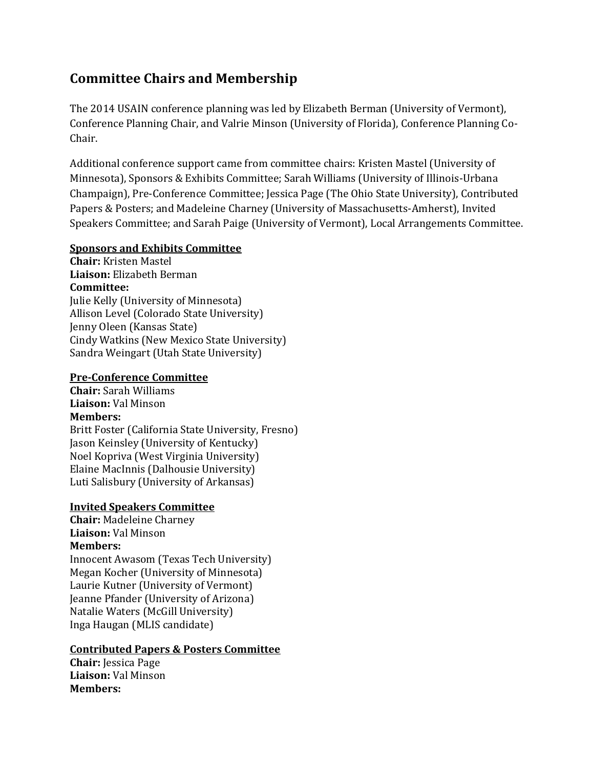## Committee Chairs and Membership

The 2014 USAIN conference planning was led by Elizabeth Berman (University of Vermont), Conference Planning Chair, and Valrie Minson (University of Florida), Conference Planning Co-Chair.

Additional conference support came from committee chairs: Kristen Mastel (University of Minnesota), Sponsors & Exhibits Committee; Sarah Williams (University of Illinois-Urbana Champaign), Pre-Conference Committee; Jessica Page (The Ohio State University), Contributed Papers & Posters; and Madeleine Charney (University of Massachusetts-Amherst), Invited Speakers Committee; and Sarah Paige (University of Vermont), Local Arrangements Committee.

**Sponsors and Exhibits Committee**

**Chair:** Kristen Mastel
**Liaison:** Elizabeth Berman
**Committee:**
Julie Kelly (University of Minnesota)
Allison Level (Colorado State University)
Jenny Oleen (Kansas State)
Cindy Watkins (New Mexico State University)
Sandra Weingart (Utah State University)

**Pre-Conference Committee**

**Chair:** Sarah Williams
**Liaison:** Val Minson
**Members:**
Britt Foster (California State University, Fresno)
Jason Keinsley (University of Kentucky)
Noel Kopriva (West Virginia University)
Elaine MacInnis (Dalhousie University)
Luti Salisbury (University of Arkansas)

**Invited Speakers Committee**

**Chair:** Madeleine Charney
**Liaison:** Val Minson
**Members:**
Innocent Awasom (Texas Tech University)
Megan Kocher (University of Minnesota)
Laurie Kutner (University of Vermont)
Jeanne Pfander (University of Arizona)
Natalie Waters (McGill University)
Inga Haugan (MLIS candidate)

**Contributed Papers & Posters Committee**

**Chair:** Jessica Page
**Liaison:** Val Minson
**Members:**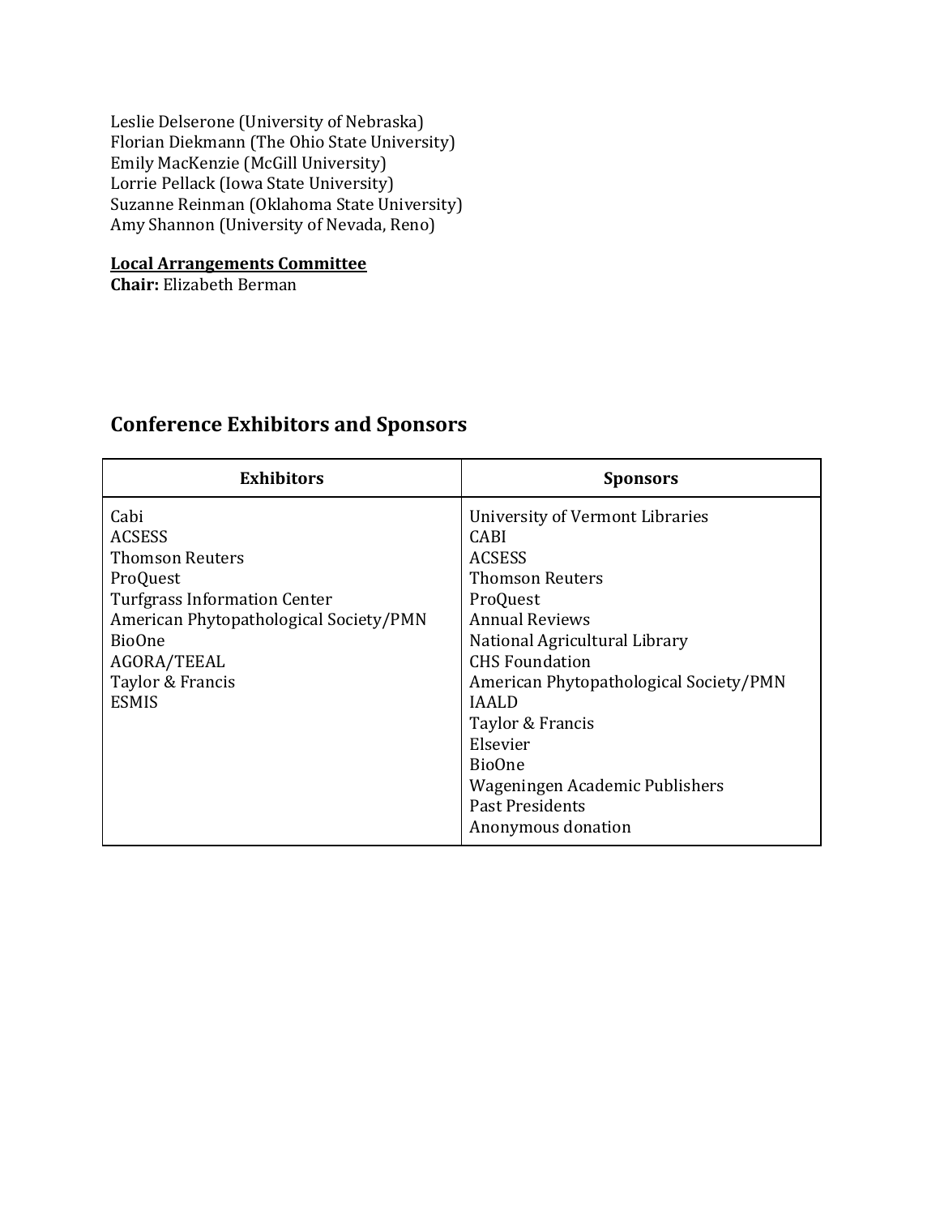Leslie Delserone (University of Nebraska)
Florian Diekmann (The Ohio State University)
Emily MacKenzie (McGill University)
Lorrie Pellack (Iowa State University)
Suzanne Reinman (Oklahoma State University)
Amy Shannon (University of Nevada, Reno)

**Local Arrangements Committee**
**Chair:** Elizabeth Berman

## Conference Exhibitors and Sponsors

| Exhibitors | Sponsors |
|---|---|
| Cabi<br>ACSESS<br>Thomson Reuters<br>ProQuest<br>Turfgrass Information Center<br>American Phytopathological Society/PMN<br>BioOne<br>AGORA/TEEAL<br>Taylor & Francis<br>ESMIS | University of Vermont Libraries<br>CABI<br>ACSESS<br>Thomson Reuters<br>ProQuest<br>Annual Reviews<br>National Agricultural Library<br>CHS Foundation<br>American Phytopathological Society/PMN<br>IAALD<br>Taylor & Francis<br>Elsevier<br>BioOne<br>Wageningen Academic Publishers<br>Past Presidents<br>Anonymous donation |